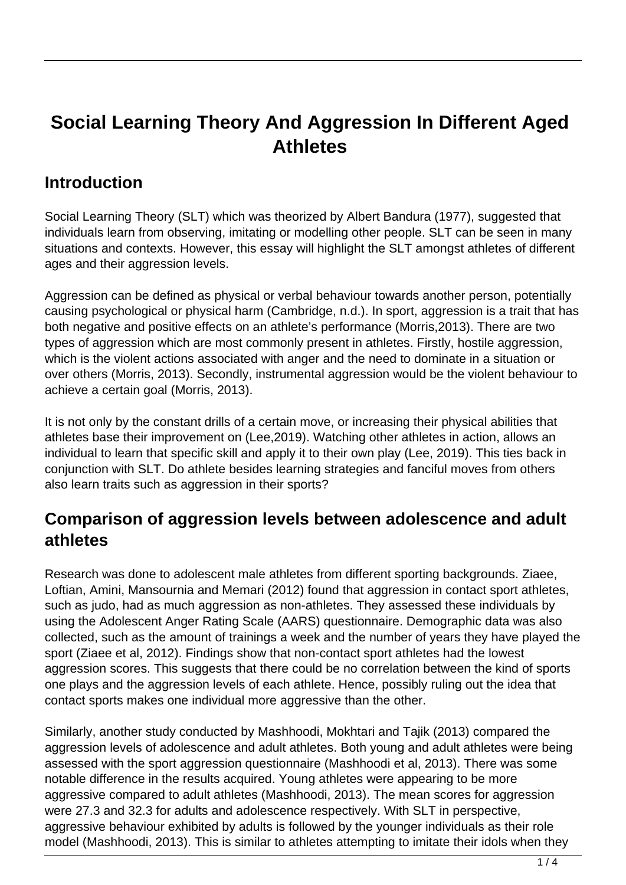# Social Learning Theory And Aggression In Different Aged Athletes

## Introduction

Social Learning Theory (SLT) which was theorized by Albert Bandura (1977), suggested that individuals learn from observing, imitating or modelling other people. SLT can be seen in many situations and contexts. However, this essay will highlight the SLT amongst athletes of different ages and their aggression levels.

Aggression can be defined as physical or verbal behaviour towards another person, potentially causing psychological or physical harm (Cambridge, n.d.). In sport, aggression is a trait that has both negative and positive effects on an athlete's performance (Morris,2013). There are two types of aggression which are most commonly present in athletes. Firstly, hostile aggression, which is the violent actions associated with anger and the need to dominate in a situation or over others (Morris, 2013). Secondly, instrumental aggression would be the violent behaviour to achieve a certain goal (Morris, 2013).

It is not only by the constant drills of a certain move, or increasing their physical abilities that athletes base their improvement on (Lee,2019). Watching other athletes in action, allows an individual to learn that specific skill and apply it to their own play (Lee, 2019). This ties back in conjunction with SLT. Do athlete besides learning strategies and fanciful moves from others also learn traits such as aggression in their sports?

## Comparison of aggression levels between adolescence and adult athletes

Research was done to adolescent male athletes from different sporting backgrounds. Ziaee, Loftian, Amini, Mansournia and Memari (2012) found that aggression in contact sport athletes, such as judo, had as much aggression as non-athletes. They assessed these individuals by using the Adolescent Anger Rating Scale (AARS) questionnaire. Demographic data was also collected, such as the amount of trainings a week and the number of years they have played the sport (Ziaee et al, 2012). Findings show that non-contact sport athletes had the lowest aggression scores. This suggests that there could be no correlation between the kind of sports one plays and the aggression levels of each athlete. Hence, possibly ruling out the idea that contact sports makes one individual more aggressive than the other.

Similarly, another study conducted by Mashhoodi, Mokhtari and Tajik (2013) compared the aggression levels of adolescence and adult athletes. Both young and adult athletes were being assessed with the sport aggression questionnaire (Mashhoodi et al, 2013). There was some notable difference in the results acquired. Young athletes were appearing to be more aggressive compared to adult athletes (Mashhoodi, 2013). The mean scores for aggression were 27.3 and 32.3 for adults and adolescence respectively. With SLT in perspective, aggressive behaviour exhibited by adults is followed by the younger individuals as their role model (Mashhoodi, 2013). This is similar to athletes attempting to imitate their idols when they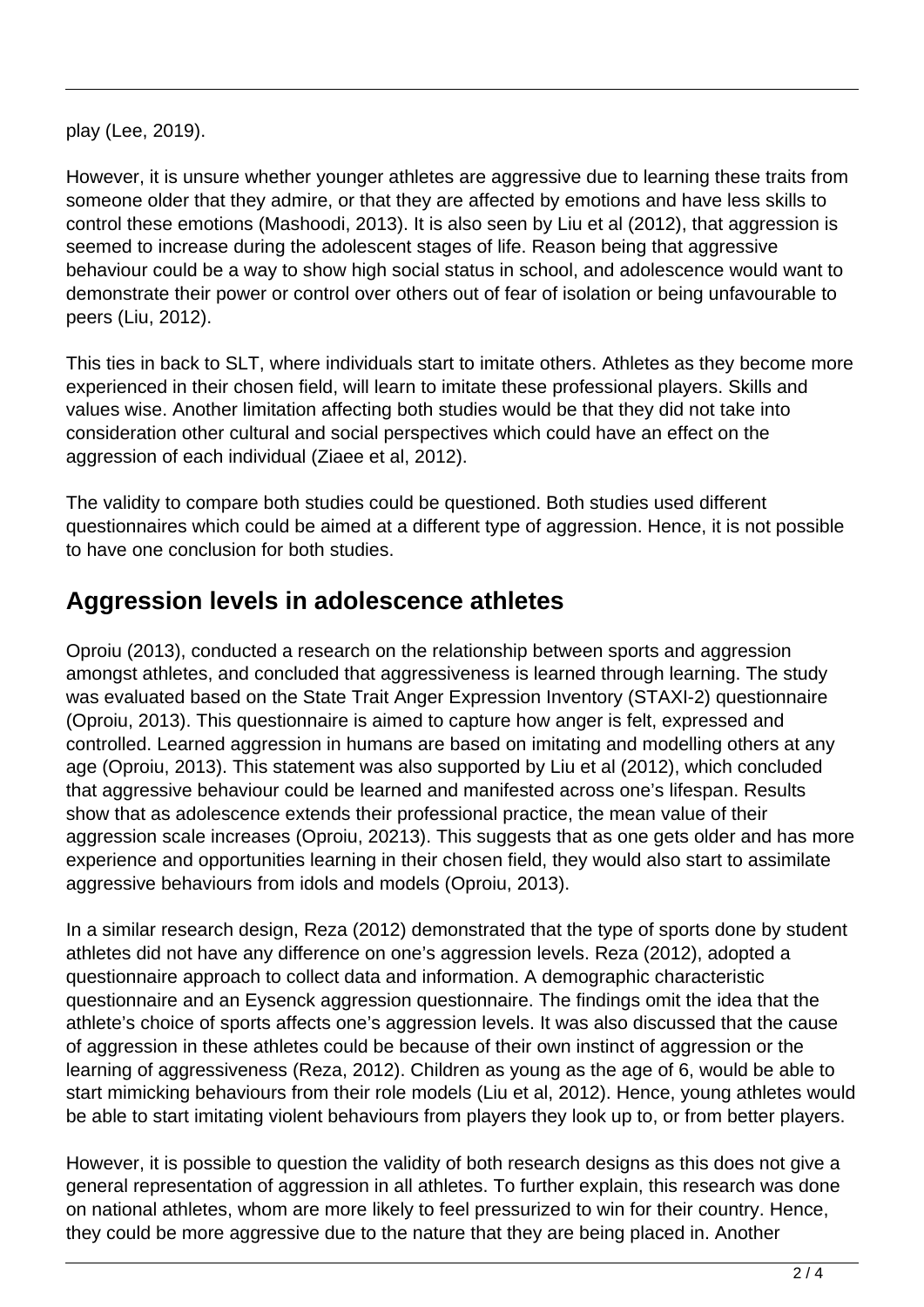play (Lee, 2019).

However, it is unsure whether younger athletes are aggressive due to learning these traits from someone older that they admire, or that they are affected by emotions and have less skills to control these emotions (Mashoodi, 2013). It is also seen by Liu et al (2012), that aggression is seemed to increase during the adolescent stages of life. Reason being that aggressive behaviour could be a way to show high social status in school, and adolescence would want to demonstrate their power or control over others out of fear of isolation or being unfavourable to peers (Liu, 2012).

This ties in back to SLT, where individuals start to imitate others. Athletes as they become more experienced in their chosen field, will learn to imitate these professional players. Skills and values wise. Another limitation affecting both studies would be that they did not take into consideration other cultural and social perspectives which could have an effect on the aggression of each individual (Ziaee et al, 2012).

The validity to compare both studies could be questioned. Both studies used different questionnaires which could be aimed at a different type of aggression. Hence, it is not possible to have one conclusion for both studies.

## Aggression levels in adolescence athletes

Oproiu (2013), conducted a research on the relationship between sports and aggression amongst athletes, and concluded that aggressiveness is learned through learning. The study was evaluated based on the State Trait Anger Expression Inventory (STAXI-2) questionnaire (Oproiu, 2013). This questionnaire is aimed to capture how anger is felt, expressed and controlled. Learned aggression in humans are based on imitating and modelling others at any age (Oproiu, 2013). This statement was also supported by Liu et al (2012), which concluded that aggressive behaviour could be learned and manifested across one's lifespan. Results show that as adolescence extends their professional practice, the mean value of their aggression scale increases (Oproiu, 20213). This suggests that as one gets older and has more experience and opportunities learning in their chosen field, they would also start to assimilate aggressive behaviours from idols and models (Oproiu, 2013).

In a similar research design, Reza (2012) demonstrated that the type of sports done by student athletes did not have any difference on one's aggression levels. Reza (2012), adopted a questionnaire approach to collect data and information. A demographic characteristic questionnaire and an Eysenck aggression questionnaire. The findings omit the idea that the athlete's choice of sports affects one's aggression levels. It was also discussed that the cause of aggression in these athletes could be because of their own instinct of aggression or the learning of aggressiveness (Reza, 2012). Children as young as the age of 6, would be able to start mimicking behaviours from their role models (Liu et al, 2012). Hence, young athletes would be able to start imitating violent behaviours from players they look up to, or from better players.

However, it is possible to question the validity of both research designs as this does not give a general representation of aggression in all athletes. To further explain, this research was done on national athletes, whom are more likely to feel pressurized to win for their country. Hence, they could be more aggressive due to the nature that they are being placed in. Another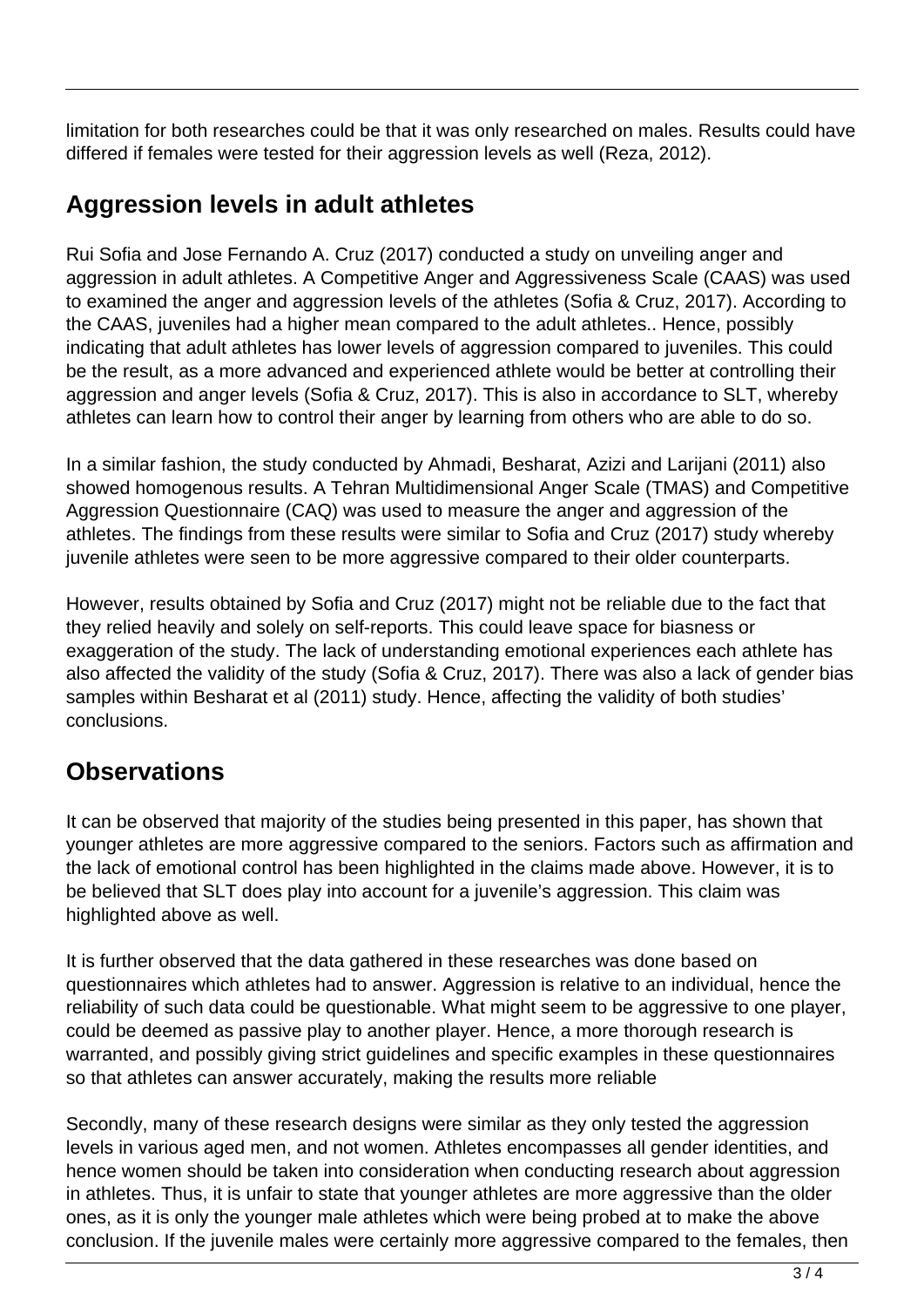limitation for both researches could be that it was only researched on males. Results could have differed if females were tested for their aggression levels as well (Reza, 2012).

## Aggression levels in adult athletes

Rui Sofia and Jose Fernando A. Cruz (2017) conducted a study on unveiling anger and aggression in adult athletes. A Competitive Anger and Aggressiveness Scale (CAAS) was used to examined the anger and aggression levels of the athletes (Sofia & Cruz, 2017). According to the CAAS, juveniles had a higher mean compared to the adult athletes.. Hence, possibly indicating that adult athletes has lower levels of aggression compared to juveniles. This could be the result, as a more advanced and experienced athlete would be better at controlling their aggression and anger levels (Sofia & Cruz, 2017). This is also in accordance to SLT, whereby athletes can learn how to control their anger by learning from others who are able to do so.

In a similar fashion, the study conducted by Ahmadi, Besharat, Azizi and Larijani (2011) also showed homogenous results. A Tehran Multidimensional Anger Scale (TMAS) and Competitive Aggression Questionnaire (CAQ) was used to measure the anger and aggression of the athletes. The findings from these results were similar to Sofia and Cruz (2017) study whereby juvenile athletes were seen to be more aggressive compared to their older counterparts.

However, results obtained by Sofia and Cruz (2017) might not be reliable due to the fact that they relied heavily and solely on self-reports. This could leave space for biasness or exaggeration of the study. The lack of understanding emotional experiences each athlete has also affected the validity of the study (Sofia & Cruz, 2017). There was also a lack of gender bias samples within Besharat et al (2011) study. Hence, affecting the validity of both studies' conclusions.

## Observations

It can be observed that majority of the studies being presented in this paper, has shown that younger athletes are more aggressive compared to the seniors. Factors such as affirmation and the lack of emotional control has been highlighted in the claims made above. However, it is to be believed that SLT does play into account for a juvenile's aggression. This claim was highlighted above as well.

It is further observed that the data gathered in these researches was done based on questionnaires which athletes had to answer. Aggression is relative to an individual, hence the reliability of such data could be questionable. What might seem to be aggressive to one player, could be deemed as passive play to another player. Hence, a more thorough research is warranted, and possibly giving strict guidelines and specific examples in these questionnaires so that athletes can answer accurately, making the results more reliable

Secondly, many of these research designs were similar as they only tested the aggression levels in various aged men, and not women. Athletes encompasses all gender identities, and hence women should be taken into consideration when conducting research about aggression in athletes. Thus, it is unfair to state that younger athletes are more aggressive than the older ones, as it is only the younger male athletes which were being probed at to make the above conclusion. If the juvenile males were certainly more aggressive compared to the females, then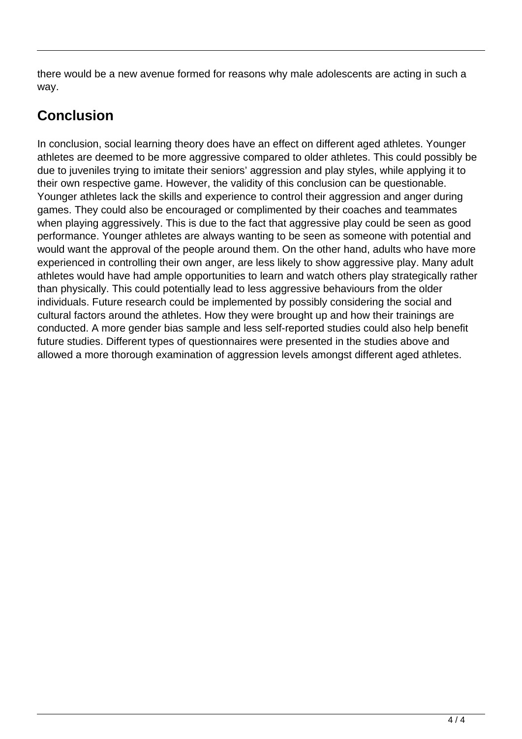there would be a new avenue formed for reasons why male adolescents are acting in such a way.

## Conclusion

In conclusion, social learning theory does have an effect on different aged athletes. Younger athletes are deemed to be more aggressive compared to older athletes. This could possibly be due to juveniles trying to imitate their seniors' aggression and play styles, while applying it to their own respective game. However, the validity of this conclusion can be questionable. Younger athletes lack the skills and experience to control their aggression and anger during games. They could also be encouraged or complimented by their coaches and teammates when playing aggressively. This is due to the fact that aggressive play could be seen as good performance. Younger athletes are always wanting to be seen as someone with potential and would want the approval of the people around them. On the other hand, adults who have more experienced in controlling their own anger, are less likely to show aggressive play. Many adult athletes would have had ample opportunities to learn and watch others play strategically rather than physically. This could potentially lead to less aggressive behaviours from the older individuals. Future research could be implemented by possibly considering the social and cultural factors around the athletes. How they were brought up and how their trainings are conducted. A more gender bias sample and less self-reported studies could also help benefit future studies. Different types of questionnaires were presented in the studies above and allowed a more thorough examination of aggression levels amongst different aged athletes.